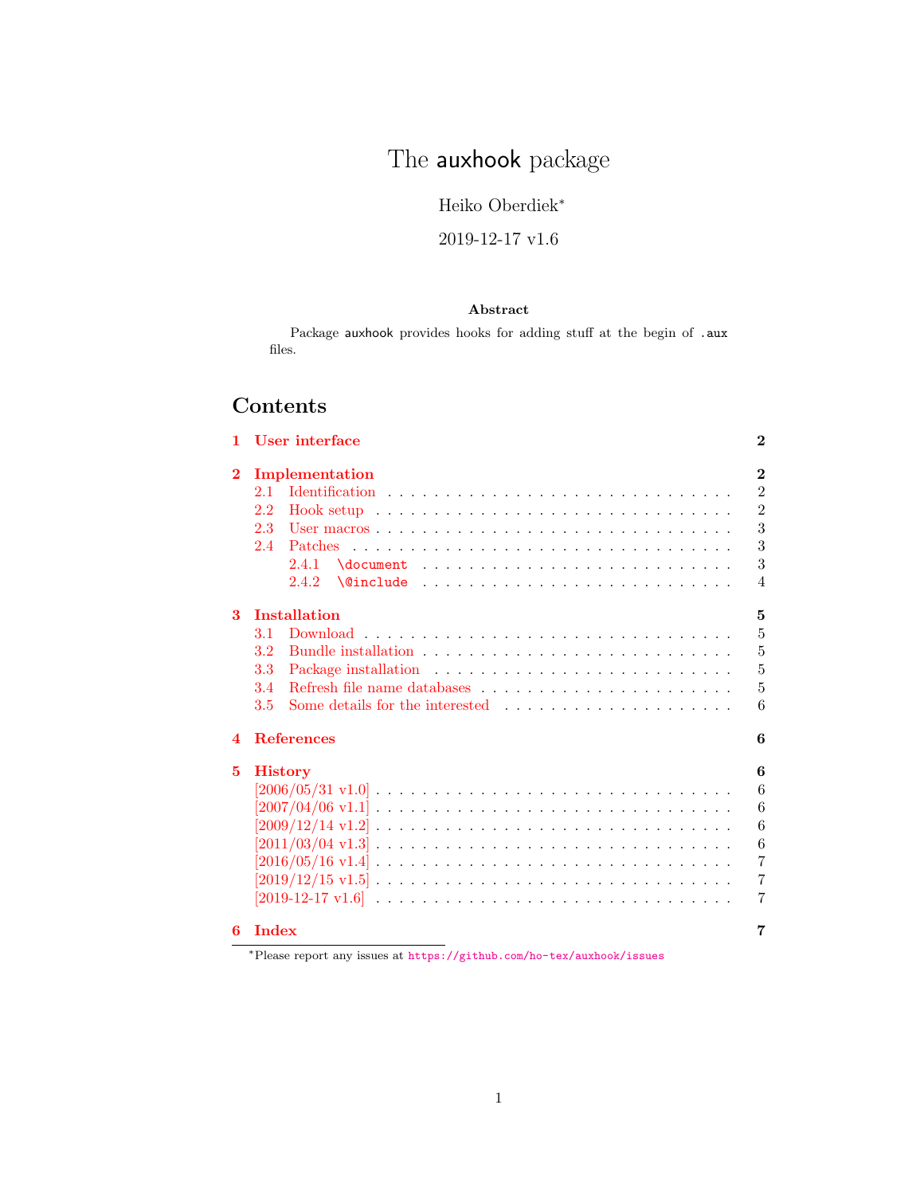# The auxhook package

Heiko Oberdiek[*]

2019-12-17 v1.6

**Abstract**

Package auxhook provides hooks for adding stuff at the begin of .aux files.

## Contents

1 User interface — 2

2 Implementation — 2
- 2.1 Identification — 2
- 2.2 Hook setup — 2
- 2.3 User macros — 3
- 2.4 Patches — 3
  - 2.4.1 \document — 3
  - 2.4.2 \@include — 4

3 Installation — 5
- 3.1 Download — 5
- 3.2 Bundle installation — 5
- 3.3 Package installation — 5
- 3.4 Refresh file name databases — 5
- 3.5 Some details for the interested — 6

4 References — 6

5 History — 6
- [2006/05/31 v1.0] — 6
- [2007/04/06 v1.1] — 6
- [2009/12/14 v1.2] — 6
- [2011/03/04 v1.3] — 6
- [2016/05/16 v1.4] — 7
- [2019/12/15 v1.5] — 7
- [2019-12-17 v1.6] — 7

6 Index — 7

[*] Please report any issues at https://github.com/ho-tex/auxhook/issues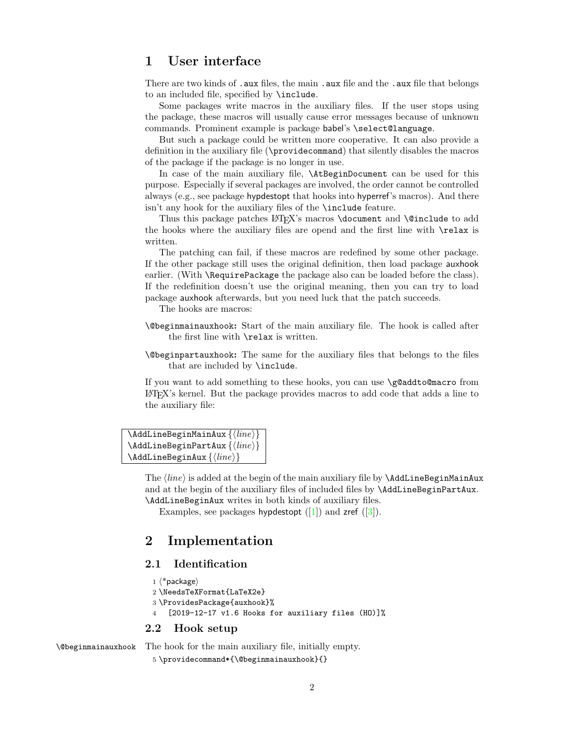# 1 User interface

There are two kinds of `.aux` files, the main `.aux` file and the `.aux` file that belongs to an included file, specified by `\include`.

Some packages write macros in the auxiliary files. If the user stops using the package, these macros will usually cause error messages because of unknown commands. Prominent example is package babel's `\select@language`.

But such a package could be written more cooperative. It can also provide a definition in the auxiliary file (`\providecommand`) that silently disables the macros of the package if the package is no longer in use.

In case of the main auxiliary file, `\AtBeginDocument` can be used for this purpose. Especially if several packages are involved, the order cannot be controlled always (e.g., see package hypdestopt that hooks into hyperref's macros). And there isn't any hook for the auxiliary files of the `\include` feature.

Thus this package patches LaTeX's macros `\document` and `\@include` to add the hooks where the auxiliary files are opend and the first line with `\relax` is written.

The patching can fail, if these macros are redefined by some other package. If the other package still uses the original definition, then load package auxhook earlier. (With `\RequirePackage` the package also can be loaded before the class). If the redefinition doesn't use the original meaning, then you can try to load package auxhook afterwards, but you need luck that the patch succeeds.

The hooks are macros:

**`\@beginmainauxhook`:** Start of the main auxiliary file. The hook is called after the first line with `\relax` is written.

**`\@beginpartauxhook`:** The same for the auxiliary files that belongs to the files that are included by `\include`.

If you want to add something to these hooks, you can use `\g@addto@macro` from LaTeX's kernel. But the package provides macros to add code that adds a line to the auxiliary file:

```
\AddLineBeginMainAux {⟨line⟩}
\AddLineBeginPartAux {⟨line⟩}
\AddLineBeginAux {⟨line⟩}
```

The ⟨*line*⟩ is added at the begin of the main auxiliary file by `\AddLineBeginMainAux` and at the begin of the auxiliary files of included files by `\AddLineBeginPartAux`. `\AddLineBeginAux` writes in both kinds of auxiliary files.

Examples, see packages hypdestopt ([1]) and zref ([3]).

# 2 Implementation

## 2.1 Identification

```
1 ⟨*package⟩
2 \NeedsTeXFormat{LaTeX2e}
3 \ProvidesPackage{auxhook}%
4   [2019-12-17 v1.6 Hooks for auxiliary files (HO)]%
```

## 2.2 Hook setup

`\@beginmainauxhook` The hook for the main auxiliary file, initially empty.

```
5 \providecommand*{\@beginmainauxhook}{}
```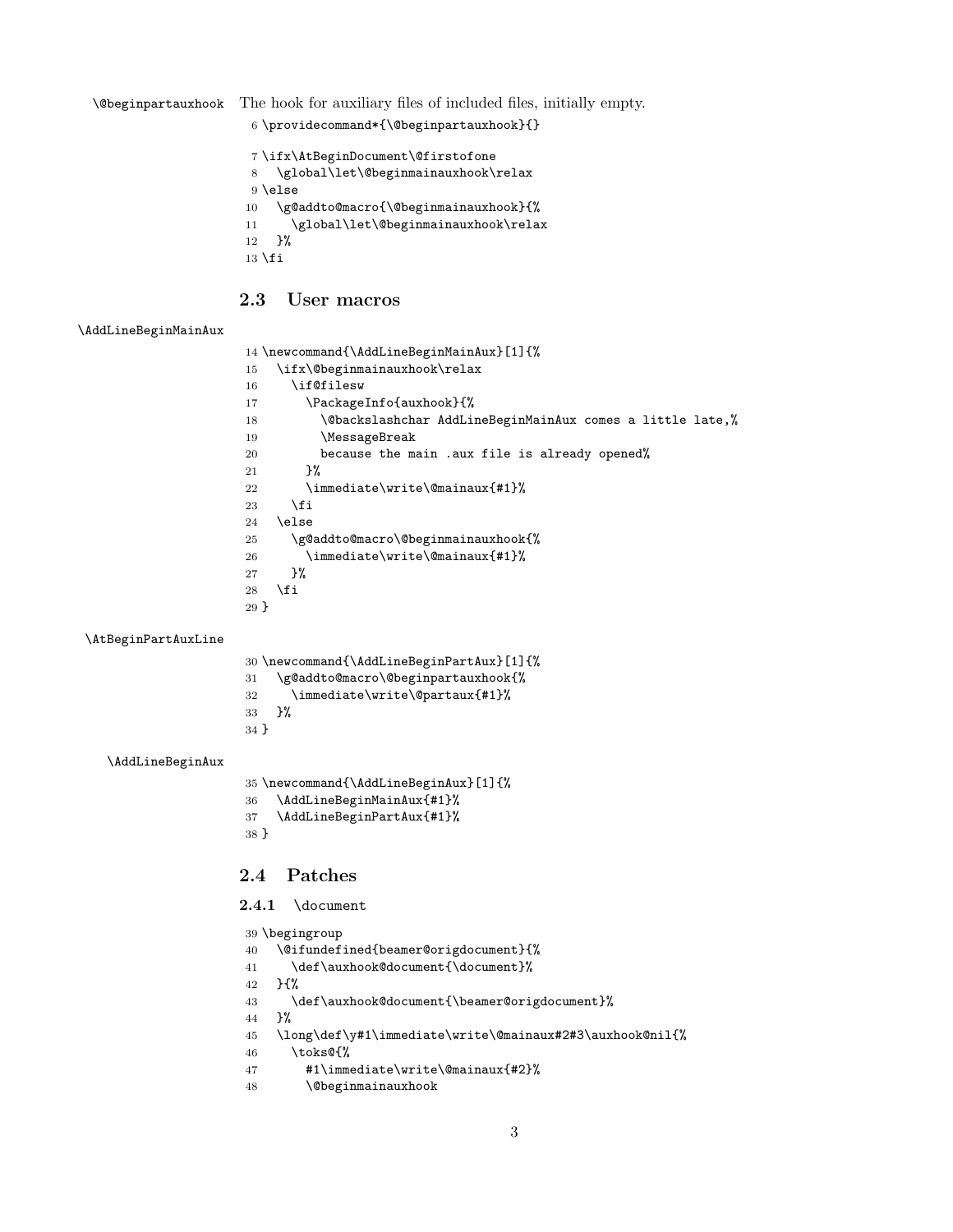\@beginpartauxhook The hook for auxiliary files of included files, initially empty.

```
6 \providecommand*{\@beginpartauxhook}{}
```

```
7 \ifx\AtBeginDocument\@firstofone
8   \global\let\@beginmainauxhook\relax
9 \else
10   \g@addto@macro{\@beginmainauxhook}{%
11     \global\let\@beginmainauxhook\relax
12   }%
13 \fi
```

### 2.3 User macros

\AddLineBeginMainAux

```
14 \newcommand{\AddLineBeginMainAux}[1]{%
15   \ifx\@beginmainauxhook\relax
16     \if@filesw
17       \PackageInfo{auxhook}{%
18         \@backslashchar AddLineBeginMainAux comes a little late,%
19         \MessageBreak
20         because the main .aux file is already opened%
21       }%
22       \immediate\write\@mainaux{#1}%
23     \fi
24   \else
25     \g@addto@macro\@beginmainauxhook{%
26       \immediate\write\@mainaux{#1}%
27     }%
28   \fi
29 }
```

\AtBeginPartAuxLine

```
30 \newcommand{\AddLineBeginPartAux}[1]{%
31   \g@addto@macro\@beginpartauxhook{%
32     \immediate\write\@partaux{#1}%
33   }%
34 }
```

\AddLineBeginAux

```
35 \newcommand{\AddLineBeginAux}[1]{%
36   \AddLineBeginMainAux{#1}%
37   \AddLineBeginPartAux{#1}%
38 }
```

### 2.4 Patches

#### 2.4.1 \document

```
39 \begingroup
40   \@ifundefined{beamer@origdocument}{%
41     \def\auxhook@document{\document}%
42   }{%
43     \def\auxhook@document{\beamer@origdocument}%
44   }%
45   \long\def\y#1\immediate\write\@mainaux#2#3\auxhook@nil{%
46     \toks@{%
47       #1\immediate\write\@mainaux{#2}%
48       \@beginmainauxhook
```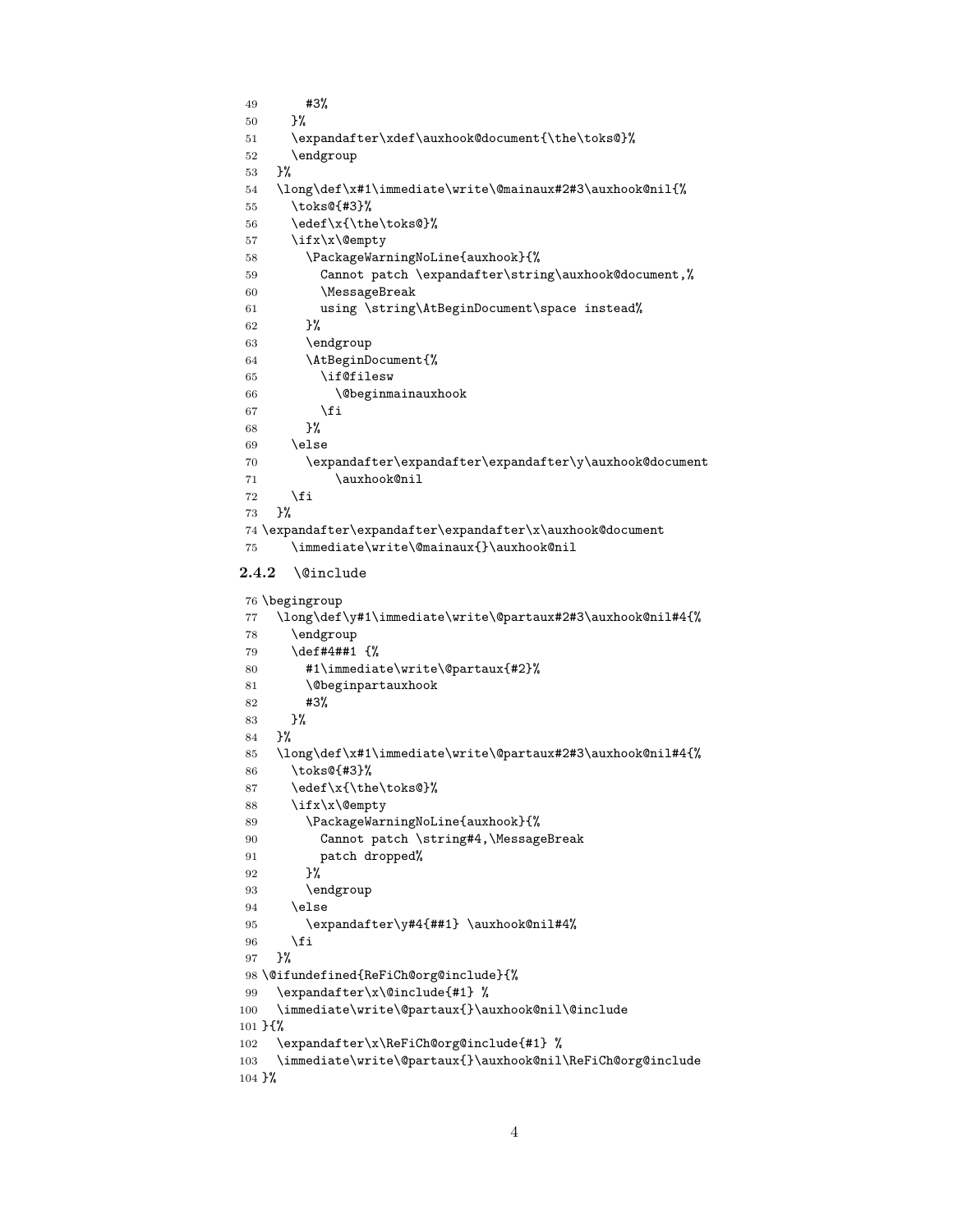```
49      #3%
50    }%
51    \expandafter\xdef\auxhook@document{\the\toks@}%
52    \endgroup
53  }%
54  \long\def\x#1\immediate\write\@mainaux#2#3\auxhook@nil{%
55    \toks@{#3}%
56    \edef\x{\the\toks@}%
57    \ifx\x\@empty
58      \PackageWarningNoLine{auxhook}{%
59        Cannot patch \expandafter\string\auxhook@document,%
60        \MessageBreak
61        using \string\AtBeginDocument\space instead%
62      }%
63      \endgroup
64      \AtBeginDocument{%
65        \if@filesw
66          \@beginmainauxhook
67        \fi
68      }%
69    \else
70      \expandafter\expandafter\expandafter\y\auxhook@document
71          \auxhook@nil
72    \fi
73  }%
74 \expandafter\expandafter\expandafter\x\auxhook@document
75    \immediate\write\@mainaux{}\auxhook@nil
```

### 2.4.2 \@include

```
76 \begingroup
77   \long\def\y#1\immediate\write\@partaux#2#3\auxhook@nil#4{%
78     \endgroup
79     \def#4##1 {%
80       #1\immediate\write\@partaux{#2}%
81       \@beginpartauxhook
82       #3%
83     }%
84   }%
85   \long\def\x#1\immediate\write\@partaux#2#3\auxhook@nil#4{%
86     \toks@{#3}%
87     \edef\x{\the\toks@}%
88     \ifx\x\@empty
89       \PackageWarningNoLine{auxhook}{%
90         Cannot patch \string#4,\MessageBreak
91         patch dropped%
92       }%
93       \endgroup
94     \else
95       \expandafter\y#4{##1} \auxhook@nil#4%
96     \fi
97   }%
98 \@ifundefined{ReFiCh@org@include}{%
99   \expandafter\x\@include{#1} %
100  \immediate\write\@partaux{}\auxhook@nil\@include
101 }{%
102   \expandafter\x\ReFiCh@org@include{#1} %
103   \immediate\write\@partaux{}\auxhook@nil\ReFiCh@org@include
104 }%
```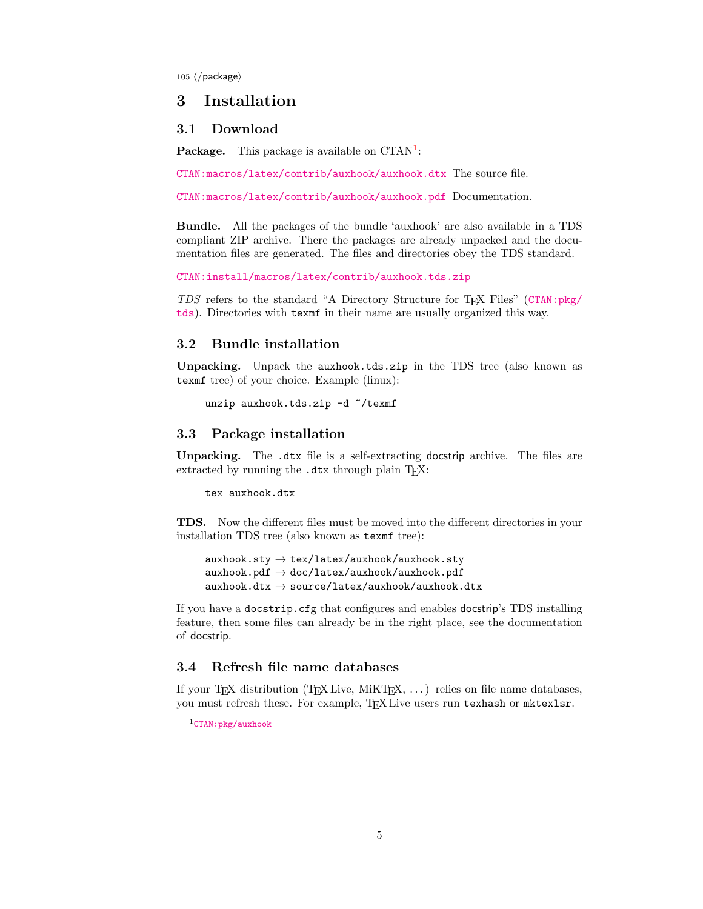105 ⟨/package⟩

# 3 Installation

## 3.1 Download

**Package.** This package is available on CTAN[1]:

CTAN:macros/latex/contrib/auxhook/auxhook.dtx The source file.

CTAN:macros/latex/contrib/auxhook/auxhook.pdf Documentation.

**Bundle.** All the packages of the bundle 'auxhook' are also available in a TDS compliant ZIP archive. There the packages are already unpacked and the documentation files are generated. The files and directories obey the TDS standard.

CTAN:install/macros/latex/contrib/auxhook.tds.zip

*TDS* refers to the standard "A Directory Structure for TEX Files" (CTAN:pkg/tds). Directories with `texmf` in their name are usually organized this way.

## 3.2 Bundle installation

**Unpacking.** Unpack the `auxhook.tds.zip` in the TDS tree (also known as `texmf` tree) of your choice. Example (linux):

```
unzip auxhook.tds.zip -d ~/texmf
```

## 3.3 Package installation

**Unpacking.** The `.dtx` file is a self-extracting docstrip archive. The files are extracted by running the `.dtx` through plain TEX:

```
tex auxhook.dtx
```

**TDS.** Now the different files must be moved into the different directories in your installation TDS tree (also known as `texmf` tree):

```
auxhook.sty → tex/latex/auxhook/auxhook.sty
auxhook.pdf → doc/latex/auxhook/auxhook.pdf
auxhook.dtx → source/latex/auxhook/auxhook.dtx
```

If you have a `docstrip.cfg` that configures and enables docstrip's TDS installing feature, then some files can already be in the right place, see the documentation of docstrip.

## 3.4 Refresh file name databases

If your TEX distribution (TEX Live, MiKTEX, ...) relies on file name databases, you must refresh these. For example, TEX Live users run `texhash` or `mktexlsr`.

[1] CTAN:pkg/auxhook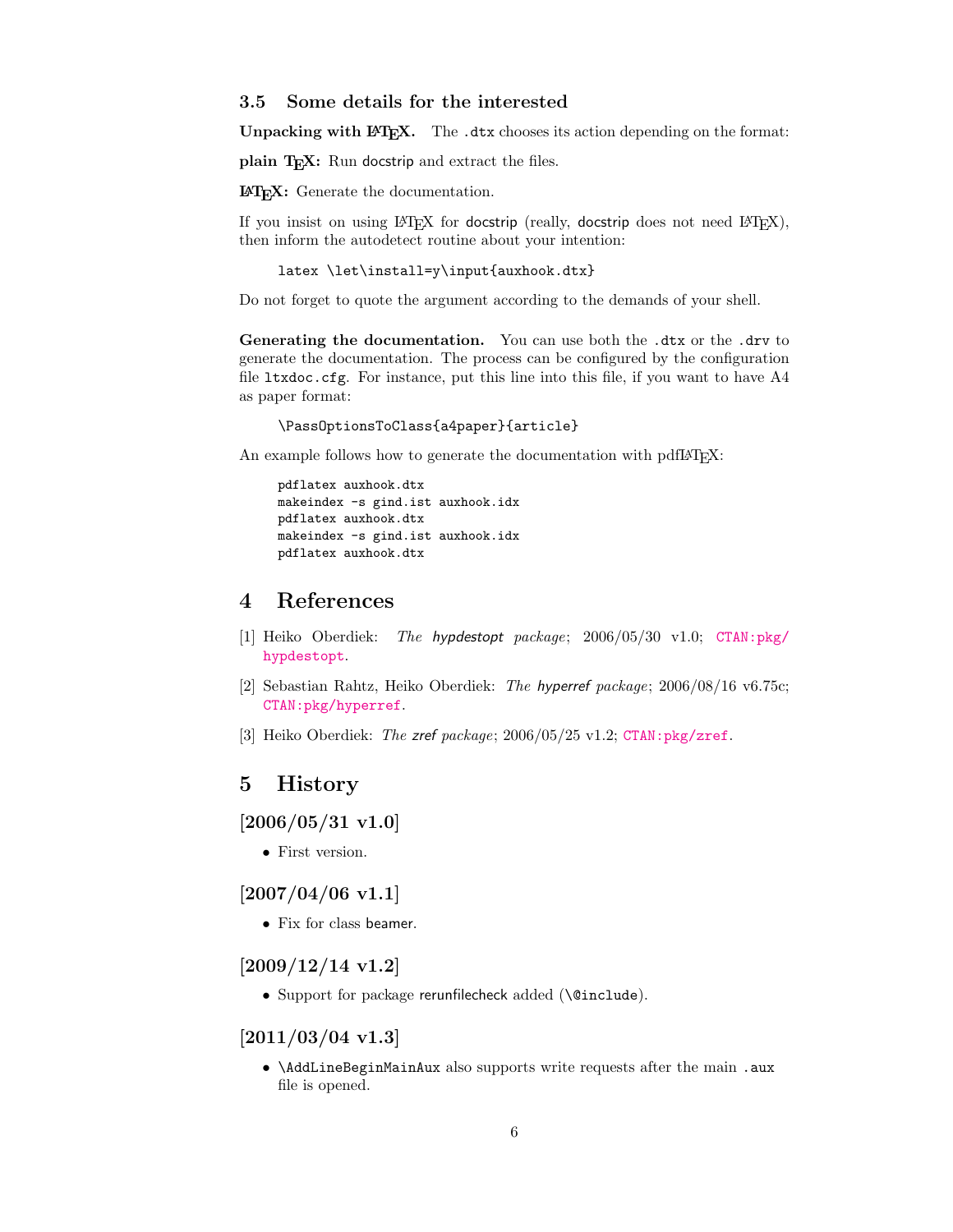### 3.5 Some details for the interested

**Unpacking with LaTeX.** The `.dtx` chooses its action depending on the format:

**plain TeX:** Run docstrip and extract the files.

**LaTeX:** Generate the documentation.

If you insist on using LaTeX for docstrip (really, docstrip does not need LaTeX), then inform the autodetect routine about your intention:

```
latex \let\install=y\input{auxhook.dtx}
```

Do not forget to quote the argument according to the demands of your shell.

**Generating the documentation.** You can use both the `.dtx` or the `.drv` to generate the documentation. The process can be configured by the configuration file `ltxdoc.cfg`. For instance, put this line into this file, if you want to have A4 as paper format:

```
\PassOptionsToClass{a4paper}{article}
```

An example follows how to generate the documentation with pdfLaTeX:

```
pdflatex auxhook.dtx
makeindex -s gind.ist auxhook.idx
pdflatex auxhook.dtx
makeindex -s gind.ist auxhook.idx
pdflatex auxhook.dtx
```

## 4 References

[1] Heiko Oberdiek: *The hypdestopt package*; 2006/05/30 v1.0; CTAN:pkg/hypdestopt.

[2] Sebastian Rahtz, Heiko Oberdiek: *The hyperref package*; 2006/08/16 v6.75c; CTAN:pkg/hyperref.

[3] Heiko Oberdiek: *The zref package*; 2006/05/25 v1.2; CTAN:pkg/zref.

## 5 History

### [2006/05/31 v1.0]

- First version.

### [2007/04/06 v1.1]

- Fix for class beamer.

### [2009/12/14 v1.2]

- Support for package rerunfilecheck added (`\@include`).

### [2011/03/04 v1.3]

- `\AddLineBeginMainAux` also supports write requests after the main `.aux` file is opened.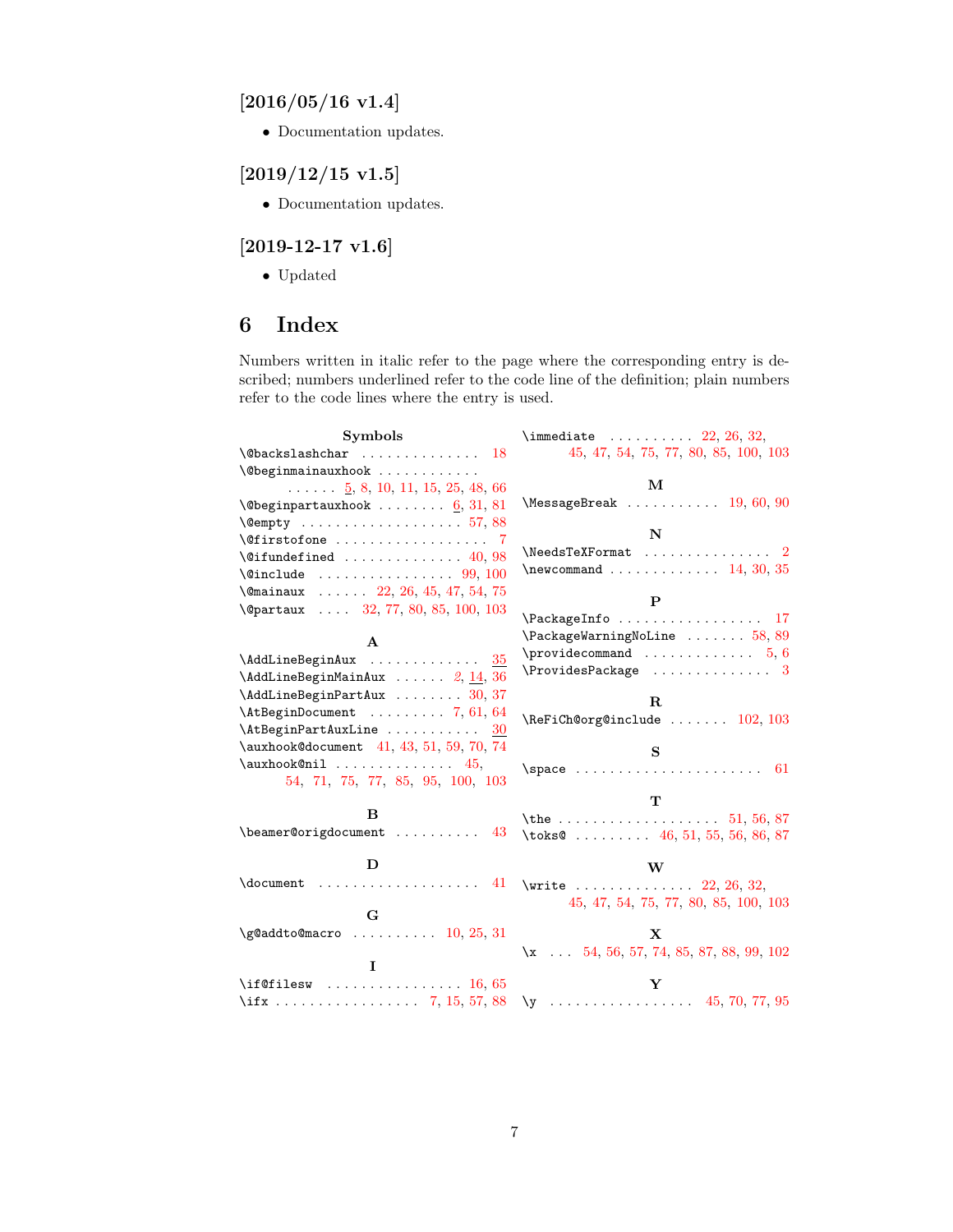### [2016/05/16 v1.4]

- Documentation updates.

### [2019/12/15 v1.5]

- Documentation updates.

### [2019-12-17 v1.6]

- Updated

## 6 Index

Numbers written in italic refer to the page where the corresponding entry is described; numbers underlined refer to the code line of the definition; plain numbers refer to the code lines where the entry is used.

**Symbols**

\@backslashchar . . . . . . . . . . . . . . 18
\@beginmainauxhook . . . . . . . . . . . . . . . . . . 5, 8, 10, 11, 15, 25, 48, 66
\@beginpartauxhook . . . . . . . . 6, 31, 81
\@empty . . . . . . . . . . . . . . . . . . . 57, 88
\@firstofone . . . . . . . . . . . . . . . . . 7
\@ifundefined . . . . . . . . . . . . . . 40, 98
\@include . . . . . . . . . . . . . . . . 99, 100
\@mainaux . . . . . . 22, 26, 45, 47, 54, 75
\@partaux . . . . 32, 77, 80, 85, 100, 103

**A**

\AddLineBeginAux . . . . . . . . . . . . . 35
\AddLineBeginMainAux . . . . . . *2*, 14, 36
\AddLineBeginPartAux . . . . . . . . 30, 37
\AtBeginDocument . . . . . . . . . 7, 61, 64
\AtBeginPartAuxLine . . . . . . . . . . . 30
\auxhook@document 41, 43, 51, 59, 70, 74
\auxhook@nil . . . . . . . . . . . . . . 45, 54, 71, 75, 77, 85, 95, 100, 103

**B**

\beamer@origdocument . . . . . . . . . . 43

**D**

\document . . . . . . . . . . . . . . . . . . . 41

**G**

\g@addto@macro . . . . . . . . . . 10, 25, 31

**I**

\if@filesw . . . . . . . . . . . . . . . . 16, 65
\ifx . . . . . . . . . . . . . . . . . 7, 15, 57, 88
\immediate . . . . . . . . . . 22, 26, 32, 45, 47, 54, 75, 77, 80, 85, 100, 103

**M**

\MessageBreak . . . . . . . . . . . 19, 60, 90

**N**

\NeedsTeXFormat . . . . . . . . . . . . . . . 2
\newcommand . . . . . . . . . . . . . 14, 30, 35

**P**

\PackageInfo . . . . . . . . . . . . . . . . . 17
\PackageWarningNoLine . . . . . . . 58, 89
\providecommand . . . . . . . . . . . . . 5, 6
\ProvidesPackage . . . . . . . . . . . . . . 3

**R**

\ReFiCh@org@include . . . . . . . 102, 103

**S**

\space . . . . . . . . . . . . . . . . . . . . . . 61

**T**

\the . . . . . . . . . . . . . . . . . . . 51, 56, 87
\toks@ . . . . . . . . . 46, 51, 55, 56, 86, 87

**W**

\write . . . . . . . . . . . . . . 22, 26, 32, 45, 47, 54, 75, 77, 80, 85, 100, 103

**X**

\x . . . 54, 56, 57, 74, 85, 87, 88, 99, 102

**Y**

\y . . . . . . . . . . . . . . . . . 45, 70, 77, 95